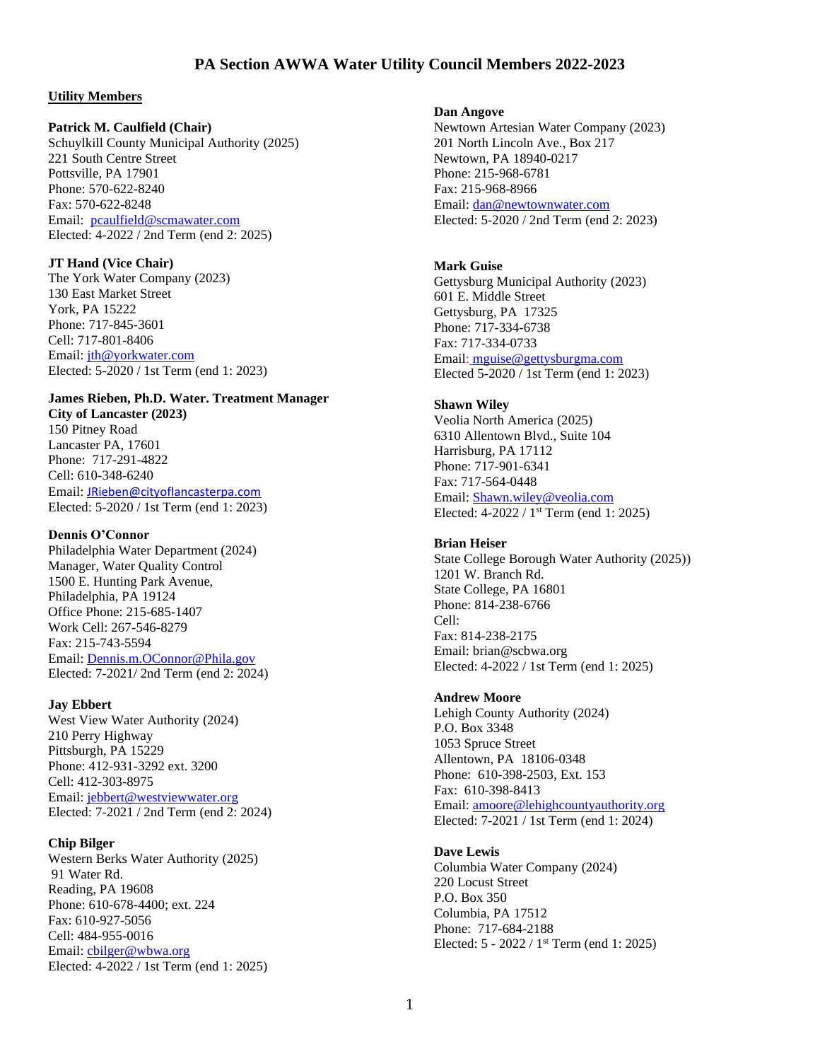# PA Section AWWA Water Utility Council Members 2022-2023

**Utility Members**

**Patrick M. Caulfield (Chair)**
Schuylkill County Municipal Authority (2025)
221 South Centre Street
Pottsville, PA 17901
Phone: 570-622-8240
Fax: 570-622-8248
Email: pcaulfield@scmawater.com
Elected: 4-2022 / 2nd Term (end 2: 2025)

**JT Hand (Vice Chair)**
The York Water Company (2023)
130 East Market Street
York, PA 15222
Phone: 717-845-3601
Cell: 717-801-8406
Email: jth@yorkwater.com
Elected: 5-2020 / 1st Term (end 1: 2023)

**James Rieben, Ph.D. Water. Treatment Manager**
**City of Lancaster (2023)**
150 Pitney Road
Lancaster PA, 17601
Phone: 717-291-4822
Cell: 610-348-6240
Email: JRieben@cityoflancasterpa.com
Elected: 5-2020 / 1st Term (end 1: 2023)

**Dennis O'Connor**
Philadelphia Water Department (2024)
Manager, Water Quality Control
1500 E. Hunting Park Avenue,
Philadelphia, PA 19124
Office Phone: 215-685-1407
Work Cell: 267-546-8279
Fax: 215-743-5594
Email: Dennis.m.OConnor@Phila.gov
Elected: 7-2021/ 2nd Term (end 2: 2024)

**Jay Ebbert**
West View Water Authority (2024)
210 Perry Highway
Pittsburgh, PA 15229
Phone: 412-931-3292 ext. 3200
Cell: 412-303-8975
Email: jebbert@westviewwater.org
Elected: 7-2021 / 2nd Term (end 2: 2024)

**Chip Bilger**
Western Berks Water Authority (2025)
91 Water Rd.
Reading, PA 19608
Phone: 610-678-4400; ext. 224
Fax: 610-927-5056
Cell: 484-955-0016
Email: cbilger@wbwa.org
Elected: 4-2022 / 1st Term (end 1: 2025)

**Dan Angove**
Newtown Artesian Water Company (2023)
201 North Lincoln Ave., Box 217
Newtown, PA 18940-0217
Phone: 215-968-6781
Fax: 215-968-8966
Email: dan@newtownwater.com
Elected: 5-2020 / 2nd Term (end 2: 2023)

**Mark Guise**
Gettysburg Municipal Authority (2023)
601 E. Middle Street
Gettysburg, PA 17325
Phone: 717-334-6738
Fax: 717-334-0733
Email: mguise@gettysburgma.com
Elected 5-2020 / 1st Term (end 1: 2023)

**Shawn Wiley**
Veolia North America (2025)
6310 Allentown Blvd., Suite 104
Harrisburg, PA 17112
Phone: 717-901-6341
Fax: 717-564-0448
Email: Shawn.wiley@veolia.com
Elected: 4-2022 / 1st Term (end 1: 2025)

**Brian Heiser**
State College Borough Water Authority (2025))
1201 W. Branch Rd.
State College, PA 16801
Phone: 814-238-6766
Cell:
Fax: 814-238-2175
Email: brian@scbwa.org
Elected: 4-2022 / 1st Term (end 1: 2025)

**Andrew Moore**
Lehigh County Authority (2024)
P.O. Box 3348
1053 Spruce Street
Allentown, PA 18106-0348
Phone: 610-398-2503, Ext. 153
Fax: 610-398-8413
Email: amoore@lehighcountyauthority.org
Elected: 7-2021 / 1st Term (end 1: 2024)

**Dave Lewis**
Columbia Water Company (2024)
220 Locust Street
P.O. Box 350
Columbia, PA 17512
Phone: 717-684-2188
Elected: 5 - 2022 / 1st Term (end 1: 2025)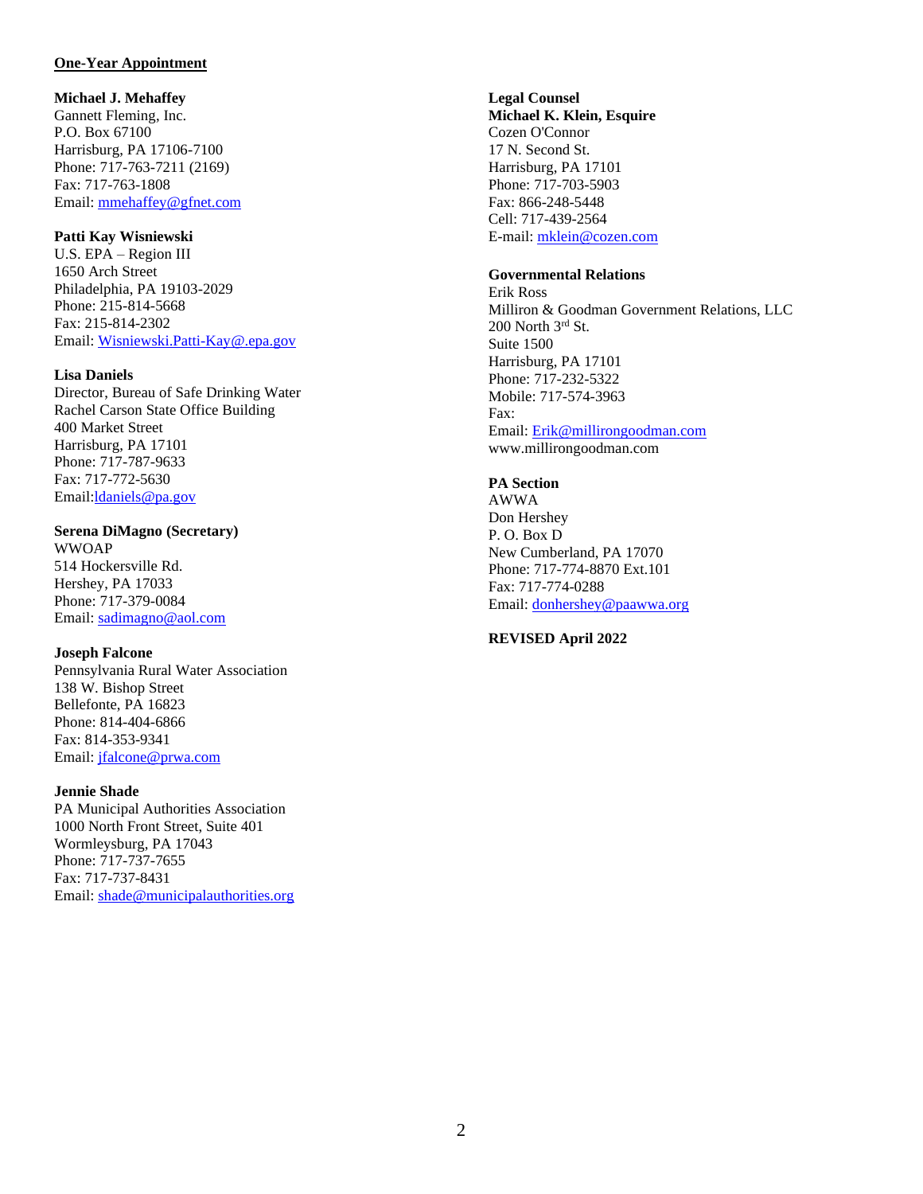**One-Year Appointment**

**Michael J. Mehaffey**
Gannett Fleming, Inc.
P.O. Box 67100
Harrisburg, PA 17106-7100
Phone: 717-763-7211 (2169)
Fax: 717-763-1808
Email: mmehaffey@gfnet.com

**Patti Kay Wisniewski**
U.S. EPA – Region III
1650 Arch Street
Philadelphia, PA 19103-2029
Phone: 215-814-5668
Fax: 215-814-2302
Email: Wisniewski.Patti-Kay@.epa.gov

**Lisa Daniels**
Director, Bureau of Safe Drinking Water
Rachel Carson State Office Building
400 Market Street
Harrisburg, PA 17101
Phone: 717-787-9633
Fax: 717-772-5630
Email:ldaniels@pa.gov

**Serena DiMagno (Secretary)**
WWOAP
514 Hockersville Rd.
Hershey, PA 17033
Phone: 717-379-0084
Email: sadimagno@aol.com

**Joseph Falcone**
Pennsylvania Rural Water Association
138 W. Bishop Street
Bellefonte, PA 16823
Phone: 814-404-6866
Fax: 814-353-9341
Email: jfalcone@prwa.com

**Jennie Shade**
PA Municipal Authorities Association
1000 North Front Street, Suite 401
Wormleysburg, PA 17043
Phone: 717-737-7655
Fax: 717-737-8431
Email: shade@municipalauthorities.org

**Legal Counsel**
**Michael K. Klein, Esquire**
Cozen O'Connor
17 N. Second St.
Harrisburg, PA 17101
Phone: 717-703-5903
Fax: 866-248-5448
Cell: 717-439-2564
E-mail: mklein@cozen.com

**Governmental Relations**
Erik Ross
Milliron & Goodman Government Relations, LLC
200 North 3rd St.
Suite 1500
Harrisburg, PA 17101
Phone: 717-232-5322
Mobile: 717-574-3963
Fax:
Email: Erik@millirongoodman.com
www.millirongoodman.com

**PA Section**
AWWA
Don Hershey
P. O. Box D
New Cumberland, PA 17070
Phone: 717-774-8870 Ext.101
Fax: 717-774-0288
Email: donhershey@paawwa.org

**REVISED April 2022**